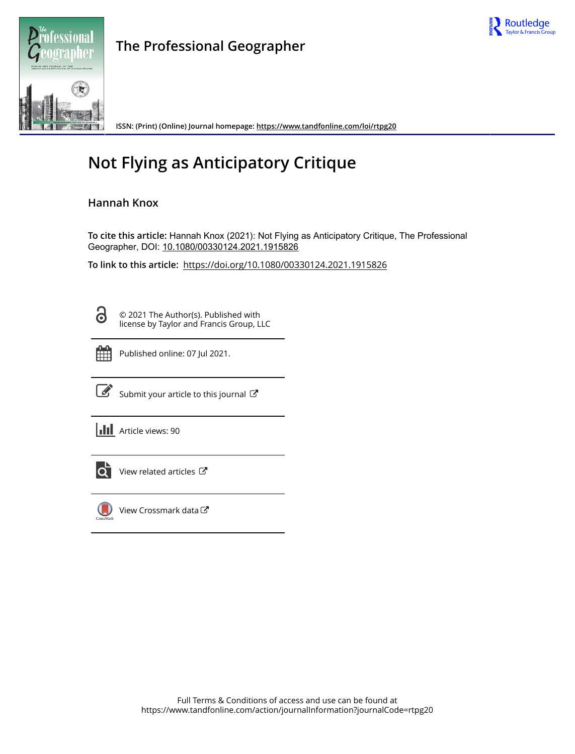# The Professional Geographer

ISSN: (Print) (Online) Journal homepage: https://www.tandfonline.com/loi/rtpg20

# Not Flying as Anticipatory Critique

## Hannah Knox

**To cite this article:** Hannah Knox (2021): Not Flying as Anticipatory Critique, The Professional Geographer, DOI: 10.1080/00330124.2021.1915826

**To link to this article:** https://doi.org/10.1080/00330124.2021.1915826

© 2021 The Author(s). Published with license by Taylor and Francis Group, LLC

Published online: 07 Jul 2021.

Submit your article to this journal

Article views: 90

View related articles

View Crossmark data

Full Terms & Conditions of access and use can be found at https://www.tandfonline.com/action/journalInformation?journalCode=rtpg20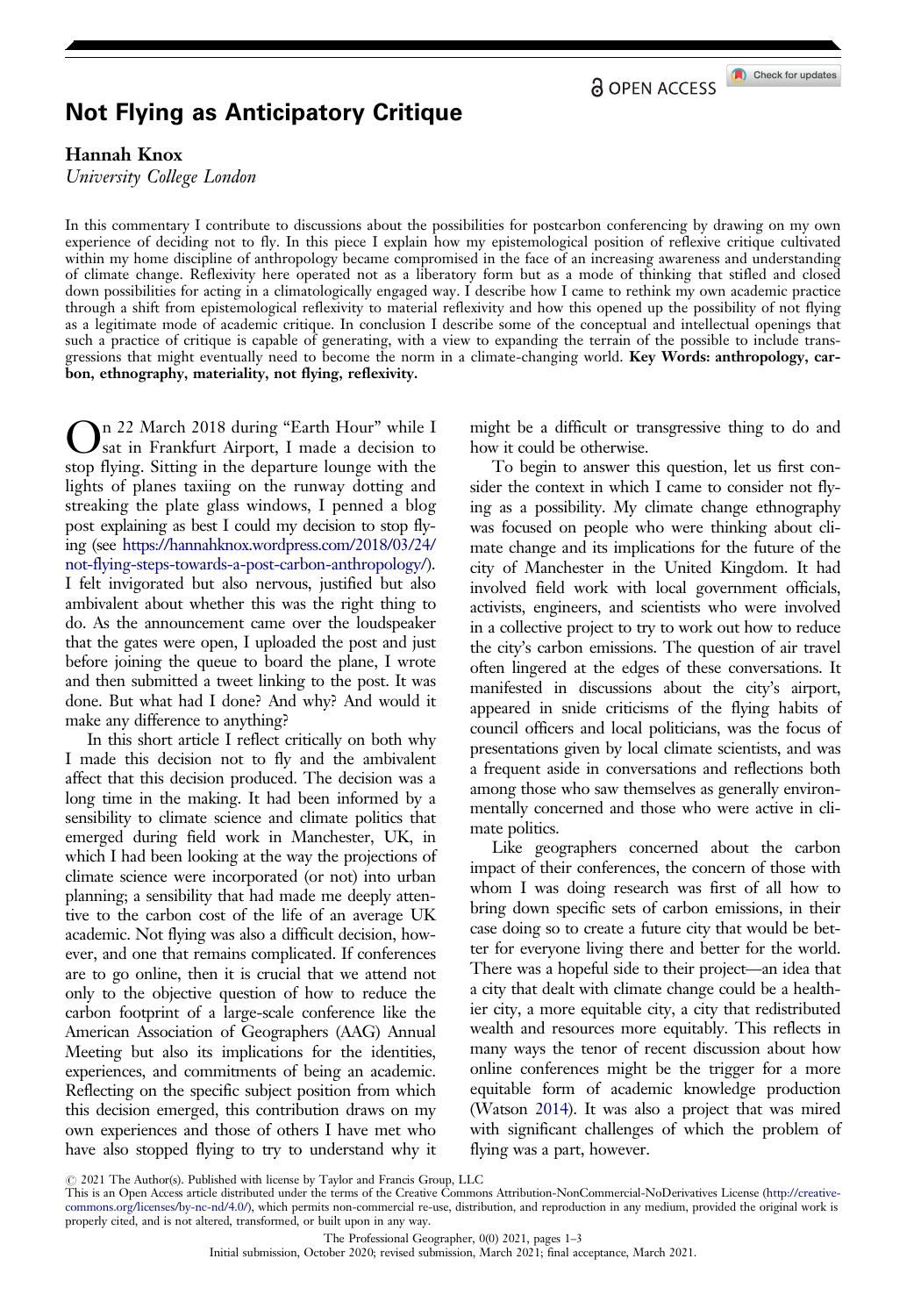# Not Flying as Anticipatory Critique

## Hannah Knox

*University College London*

In this commentary I contribute to discussions about the possibilities for postcarbon conferencing by drawing on my own experience of deciding not to fly. In this piece I explain how my epistemological position of reflexive critique cultivated within my home discipline of anthropology became compromised in the face of an increasing awareness and understanding of climate change. Reflexivity here operated not as a liberatory form but as a mode of thinking that stifled and closed down possibilities for acting in a climatologically engaged way. I describe how I came to rethink my own academic practice through a shift from epistemological reflexivity to material reflexivity and how this opened up the possibility of not flying as a legitimate mode of academic critique. In conclusion I describe some of the conceptual and intellectual openings that such a practice of critique is capable of generating, with a view to expanding the terrain of the possible to include transgressions that might eventually need to become the norm in a climate-changing world. **Key Words: anthropology, carbon, ethnography, materiality, not flying, reflexivity.**

On 22 March 2018 during "Earth Hour" while I sat in Frankfurt Airport, I made a decision to stop flying. Sitting in the departure lounge with the lights of planes taxiing on the runway dotting and streaking the plate glass windows, I penned a blog post explaining as best I could my decision to stop flying (see https://hannahknox.wordpress.com/2018/03/24/not-flying-steps-towards-a-post-carbon-anthropology/). I felt invigorated but also nervous, justified but also ambivalent about whether this was the right thing to do. As the announcement came over the loudspeaker that the gates were open, I uploaded the post and just before joining the queue to board the plane, I wrote and then submitted a tweet linking to the post. It was done. But what had I done? And why? And would it make any difference to anything?

In this short article I reflect critically on both why I made this decision not to fly and the ambivalent affect that this decision produced. The decision was a long time in the making. It had been informed by a sensibility to climate science and climate politics that emerged during field work in Manchester, UK, in which I had been looking at the way the projections of climate science were incorporated (or not) into urban planning; a sensibility that had made me deeply attentive to the carbon cost of the life of an average UK academic. Not flying was also a difficult decision, however, and one that remains complicated. If conferences are to go online, then it is crucial that we attend not only to the objective question of how to reduce the carbon footprint of a large-scale conference like the American Association of Geographers (AAG) Annual Meeting but also its implications for the identities, experiences, and commitments of being an academic. Reflecting on the specific subject position from which this decision emerged, this contribution draws on my own experiences and those of others I have met who have also stopped flying to try to understand why it might be a difficult or transgressive thing to do and how it could be otherwise.

To begin to answer this question, let us first consider the context in which I came to consider not flying as a possibility. My climate change ethnography was focused on people who were thinking about climate change and its implications for the future of the city of Manchester in the United Kingdom. It had involved field work with local government officials, activists, engineers, and scientists who were involved in a collective project to try to work out how to reduce the city's carbon emissions. The question of air travel often lingered at the edges of these conversations. It manifested in discussions about the city's airport, appeared in snide criticisms of the flying habits of council officers and local politicians, was the focus of presentations given by local climate scientists, and was a frequent aside in conversations and reflections both among those who saw themselves as generally environmentally concerned and those who were active in climate politics.

Like geographers concerned about the carbon impact of their conferences, the concern of those with whom I was doing research was first of all how to bring down specific sets of carbon emissions, in their case doing so to create a future city that would be better for everyone living there and better for the world. There was a hopeful side to their project—an idea that a city that dealt with climate change could be a healthier city, a more equitable city, a city that redistributed wealth and resources more equitably. This reflects in many ways the tenor of recent discussion about how online conferences might be the trigger for a more equitable form of academic knowledge production (Watson 2014). It was also a project that was mired with significant challenges of which the problem of flying was a part, however.

© 2021 The Author(s). Published with license by Taylor and Francis Group, LLC
This is an Open Access article distributed under the terms of the Creative Commons Attribution-NonCommercial-NoDerivatives License (http://creativecommons.org/licenses/by-nc-nd/4.0/), which permits non-commercial re-use, distribution, and reproduction in any medium, provided the original work is properly cited, and is not altered, transformed, or built upon in any way.

Initial submission, October 2020; revised submission, March 2021; final acceptance, March 2021.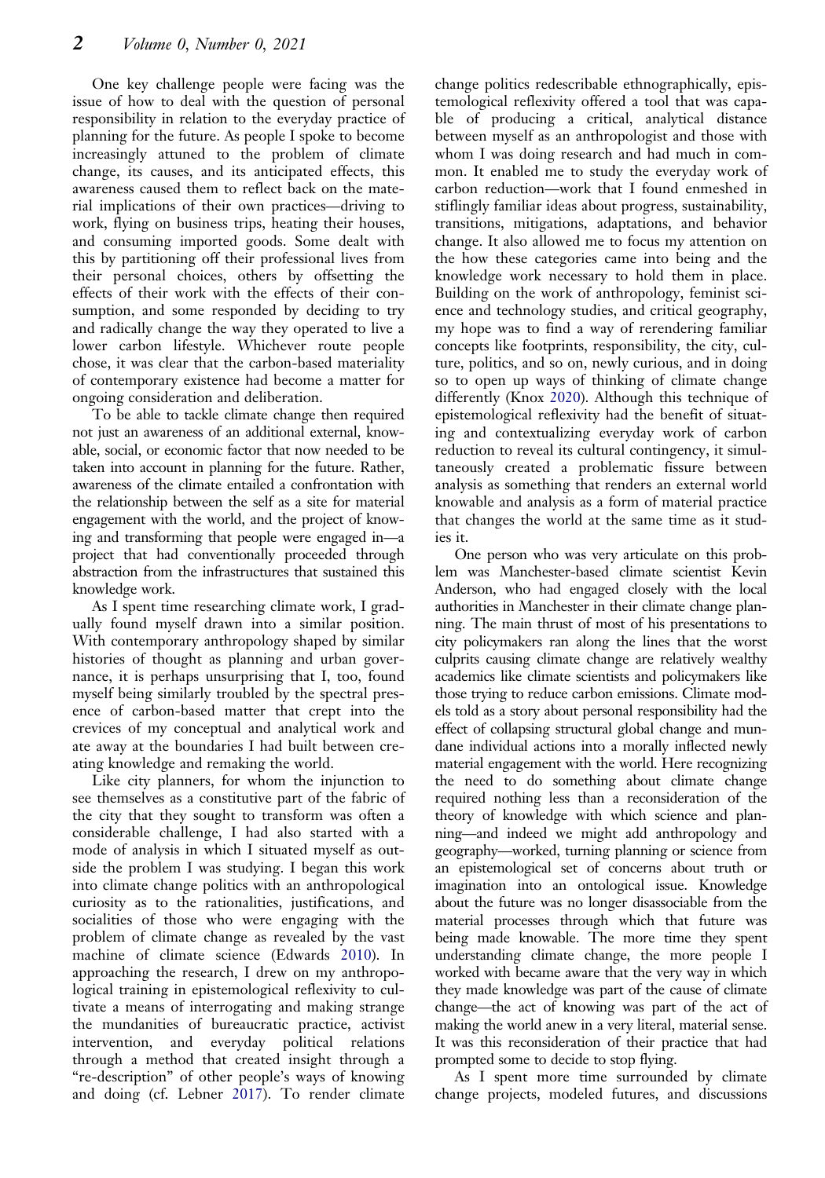One key challenge people were facing was the issue of how to deal with the question of personal responsibility in relation to the everyday practice of planning for the future. As people I spoke to become increasingly attuned to the problem of climate change, its causes, and its anticipated effects, this awareness caused them to reflect back on the material implications of their own practices—driving to work, flying on business trips, heating their houses, and consuming imported goods. Some dealt with this by partitioning off their professional lives from their personal choices, others by offsetting the effects of their work with the effects of their consumption, and some responded by deciding to try and radically change the way they operated to live a lower carbon lifestyle. Whichever route people chose, it was clear that the carbon-based materiality of contemporary existence had become a matter for ongoing consideration and deliberation.

To be able to tackle climate change then required not just an awareness of an additional external, knowable, social, or economic factor that now needed to be taken into account in planning for the future. Rather, awareness of the climate entailed a confrontation with the relationship between the self as a site for material engagement with the world, and the project of knowing and transforming that people were engaged in—a project that had conventionally proceeded through abstraction from the infrastructures that sustained this knowledge work.

As I spent time researching climate work, I gradually found myself drawn into a similar position. With contemporary anthropology shaped by similar histories of thought as planning and urban governance, it is perhaps unsurprising that I, too, found myself being similarly troubled by the spectral presence of carbon-based matter that crept into the crevices of my conceptual and analytical work and ate away at the boundaries I had built between creating knowledge and remaking the world.

Like city planners, for whom the injunction to see themselves as a constitutive part of the fabric of the city that they sought to transform was often a considerable challenge, I had also started with a mode of analysis in which I situated myself as outside the problem I was studying. I began this work into climate change politics with an anthropological curiosity as to the rationalities, justifications, and socialities of those who were engaging with the problem of climate change as revealed by the vast machine of climate science (Edwards 2010). In approaching the research, I drew on my anthropological training in epistemological reflexivity to cultivate a means of interrogating and making strange the mundanities of bureaucratic practice, activist intervention, and everyday political relations through a method that created insight through a "re-description" of other people's ways of knowing and doing (cf. Lebner 2017). To render climate change politics redescribable ethnographically, epistemological reflexivity offered a tool that was capable of producing a critical, analytical distance between myself as an anthropologist and those with whom I was doing research and had much in common. It enabled me to study the everyday work of carbon reduction—work that I found enmeshed in stiflingly familiar ideas about progress, sustainability, transitions, mitigations, adaptations, and behavior change. It also allowed me to focus my attention on the how these categories came into being and the knowledge work necessary to hold them in place. Building on the work of anthropology, feminist science and technology studies, and critical geography, my hope was to find a way of rerendering familiar concepts like footprints, responsibility, the city, culture, politics, and so on, newly curious, and in doing so to open up ways of thinking of climate change differently (Knox 2020). Although this technique of epistemological reflexivity had the benefit of situating and contextualizing everyday work of carbon reduction to reveal its cultural contingency, it simultaneously created a problematic fissure between analysis as something that renders an external world knowable and analysis as a form of material practice that changes the world at the same time as it studies it.

One person who was very articulate on this problem was Manchester-based climate scientist Kevin Anderson, who had engaged closely with the local authorities in Manchester in their climate change planning. The main thrust of most of his presentations to city policymakers ran along the lines that the worst culprits causing climate change are relatively wealthy academics like climate scientists and policymakers like those trying to reduce carbon emissions. Climate models told as a story about personal responsibility had the effect of collapsing structural global change and mundane individual actions into a morally inflected newly material engagement with the world. Here recognizing the need to do something about climate change required nothing less than a reconsideration of the theory of knowledge with which science and planning—and indeed we might add anthropology and geography—worked, turning planning or science from an epistemological set of concerns about truth or imagination into an ontological issue. Knowledge about the future was no longer disassociable from the material processes through which that future was being made knowable. The more time they spent understanding climate change, the more people I worked with became aware that the very way in which they made knowledge was part of the cause of climate change—the act of knowing was part of the act of making the world anew in a very literal, material sense. It was this reconsideration of their practice that had prompted some to decide to stop flying.

As I spent more time surrounded by climate change projects, modeled futures, and discussions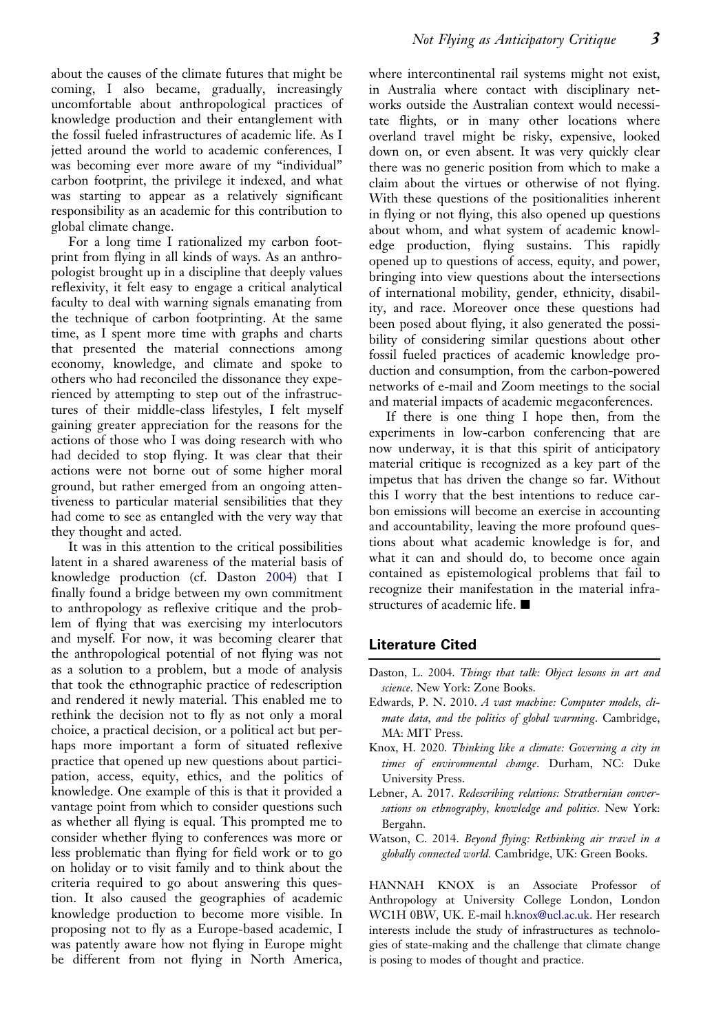about the causes of the climate futures that might be coming, I also became, gradually, increasingly uncomfortable about anthropological practices of knowledge production and their entanglement with the fossil fueled infrastructures of academic life. As I jetted around the world to academic conferences, I was becoming ever more aware of my "individual" carbon footprint, the privilege it indexed, and what was starting to appear as a relatively significant responsibility as an academic for this contribution to global climate change.

For a long time I rationalized my carbon footprint from flying in all kinds of ways. As an anthropologist brought up in a discipline that deeply values reflexivity, it felt easy to engage a critical analytical faculty to deal with warning signals emanating from the technique of carbon footprinting. At the same time, as I spent more time with graphs and charts that presented the material connections among economy, knowledge, and climate and spoke to others who had reconciled the dissonance they experienced by attempting to step out of the infrastructures of their middle-class lifestyles, I felt myself gaining greater appreciation for the reasons for the actions of those who I was doing research with who had decided to stop flying. It was clear that their actions were not borne out of some higher moral ground, but rather emerged from an ongoing attentiveness to particular material sensibilities that they had come to see as entangled with the very way that they thought and acted.

It was in this attention to the critical possibilities latent in a shared awareness of the material basis of knowledge production (cf. Daston 2004) that I finally found a bridge between my own commitment to anthropology as reflexive critique and the problem of flying that was exercising my interlocutors and myself. For now, it was becoming clearer that the anthropological potential of not flying was not as a solution to a problem, but a mode of analysis that took the ethnographic practice of redescription and rendered it newly material. This enabled me to rethink the decision not to fly as not only a moral choice, a practical decision, or a political act but perhaps more important a form of situated reflexive practice that opened up new questions about participation, access, equity, ethics, and the politics of knowledge. One example of this is that it provided a vantage point from which to consider questions such as whether all flying is equal. This prompted me to consider whether flying to conferences was more or less problematic than flying for field work or to go on holiday or to visit family and to think about the criteria required to go about answering this question. It also caused the geographies of academic knowledge production to become more visible. In proposing not to fly as a Europe-based academic, I was patently aware how not flying in Europe might be different from not flying in North America, where intercontinental rail systems might not exist, in Australia where contact with disciplinary networks outside the Australian context would necessitate flights, or in many other locations where overland travel might be risky, expensive, looked down on, or even absent. It was very quickly clear there was no generic position from which to make a claim about the virtues or otherwise of not flying. With these questions of the positionalities inherent in flying or not flying, this also opened up questions about whom, and what system of academic knowledge production, flying sustains. This rapidly opened up to questions of access, equity, and power, bringing into view questions about the intersections of international mobility, gender, ethnicity, disability, and race. Moreover once these questions had been posed about flying, it also generated the possibility of considering similar questions about other fossil fueled practices of academic knowledge production and consumption, from the carbon-powered networks of e-mail and Zoom meetings to the social and material impacts of academic megaconferences.

If there is one thing I hope then, from the experiments in low-carbon conferencing that are now underway, it is that this spirit of anticipatory material critique is recognized as a key part of the impetus that has driven the change so far. Without this I worry that the best intentions to reduce carbon emissions will become an exercise in accounting and accountability, leaving the more profound questions about what academic knowledge is for, and what it can and should do, to become once again contained as epistemological problems that fail to recognize their manifestation in the material infrastructures of academic life. ■

## Literature Cited

Daston, L. 2004. *Things that talk: Object lessons in art and science*. New York: Zone Books.

Edwards, P. N. 2010. *A vast machine: Computer models, climate data, and the politics of global warming*. Cambridge, MA: MIT Press.

Knox, H. 2020. *Thinking like a climate: Governing a city in times of environmental change*. Durham, NC: Duke University Press.

Lebner, A. 2017. *Redescribing relations: Strathernian conversations on ethnography, knowledge and politics*. New York: Bergahn.

Watson, C. 2014. *Beyond flying: Rethinking air travel in a globally connected world.* Cambridge, UK: Green Books.

HANNAH KNOX is an Associate Professor of Anthropology at University College London, London WC1H 0BW, UK. E-mail h.knox@ucl.ac.uk. Her research interests include the study of infrastructures as technologies of state-making and the challenge that climate change is posing to modes of thought and practice.